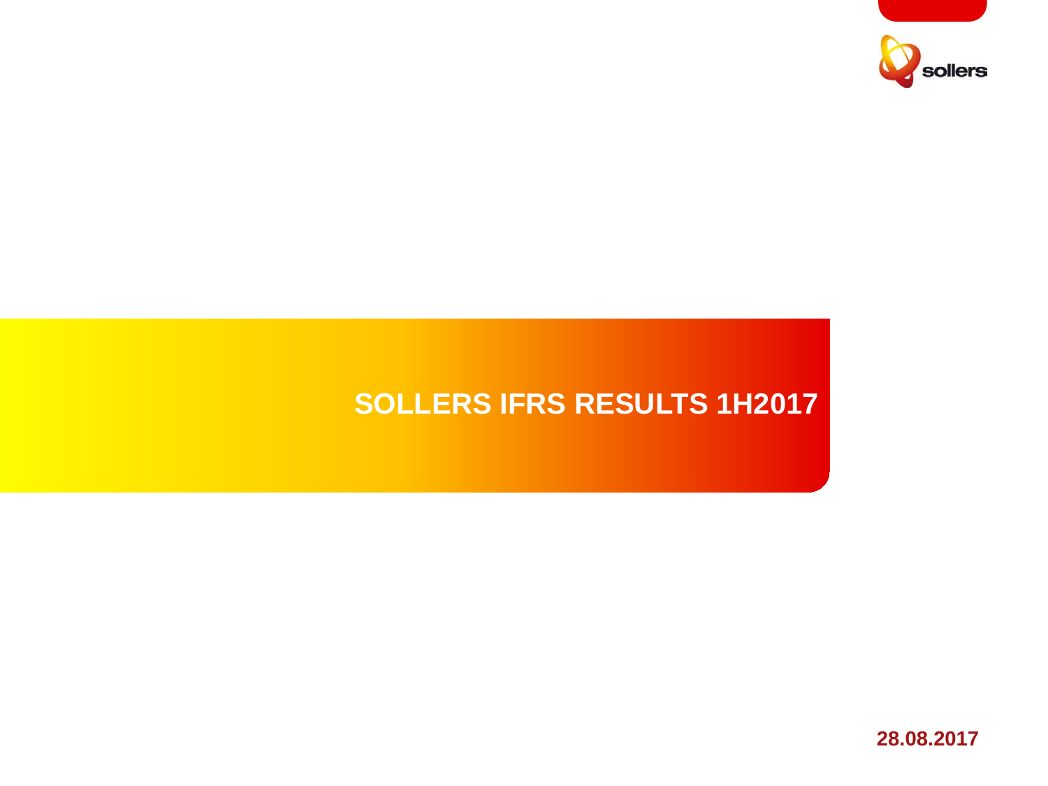# SOLLERS IFRS RESULTS 1H2017

28.08.2017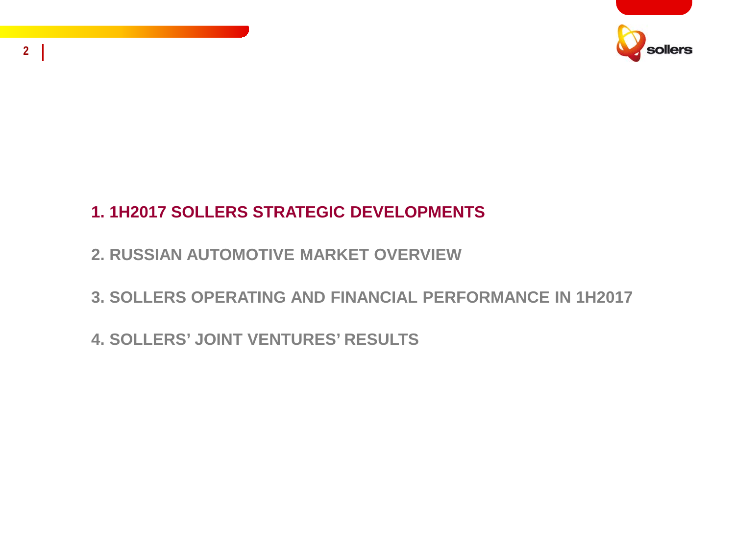1. 1H2017 SOLLERS STRATEGIC DEVELOPMENTS

2. RUSSIAN AUTOMOTIVE MARKET OVERVIEW

3. SOLLERS OPERATING AND FINANCIAL PERFORMANCE IN 1H2017

4. SOLLERS' JOINT VENTURES' RESULTS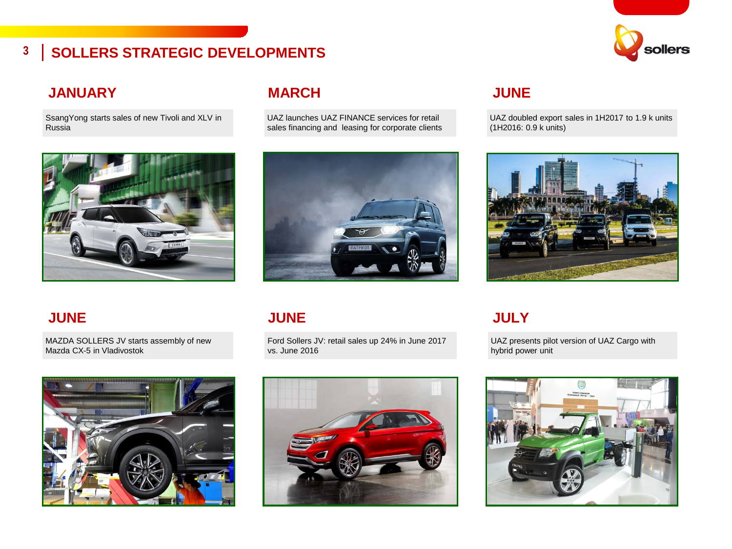# SOLLERS STRATEGIC DEVELOPMENTS

## JANUARY

SsangYong starts sales of new Tivoli and XLV in Russia

## MARCH

UAZ launches UAZ FINANCE services for retail sales financing and leasing for corporate clients

## JUNE

UAZ doubled export sales in 1H2017 to 1.9 k units (1H2016: 0.9 k units)

## JUNE

MAZDA SOLLERS JV starts assembly of new Mazda CX-5 in Vladivostok

## JUNE

Ford Sollers JV: retail sales up 24% in June 2017 vs. June 2016

## JULY

UAZ presents pilot version of UAZ Cargo with hybrid power unit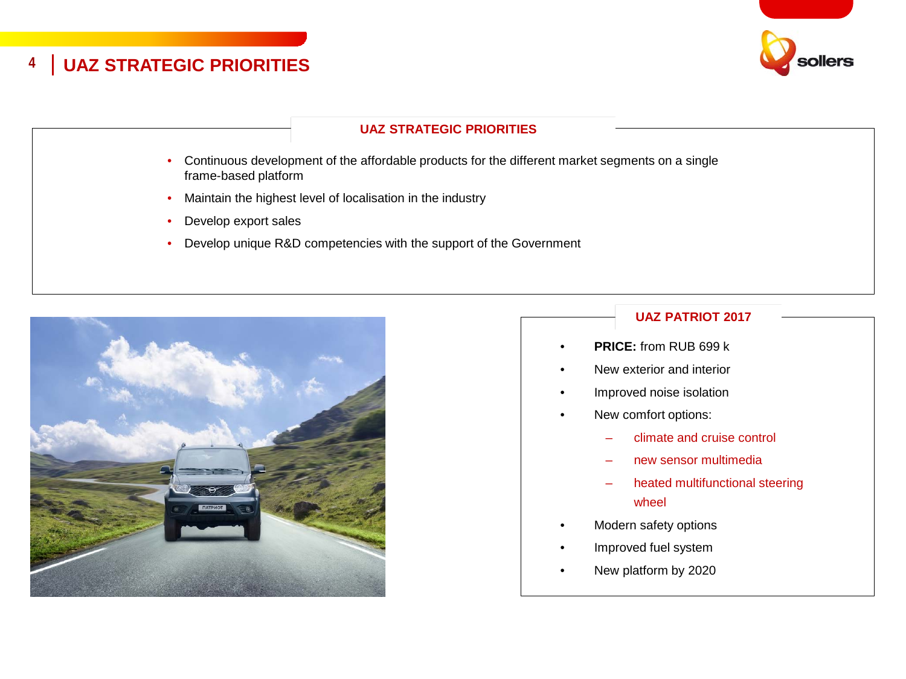# UAZ STRATEGIC PRIORITIES

## UAZ STRATEGIC PRIORITIES

- Continuous development of the affordable products for the different market segments on a single frame-based platform
- Maintain the highest level of localisation in the industry
- Develop export sales
- Develop unique R&D competencies with the support of the Government

## UAZ PATRIOT 2017

- **PRICE:** from RUB 699 k
- New exterior and interior
- Improved noise isolation
- New comfort options:
  - climate and cruise control
  - new sensor multimedia
  - heated multifunctional steering wheel
- Modern safety options
- Improved fuel system
- New platform by 2020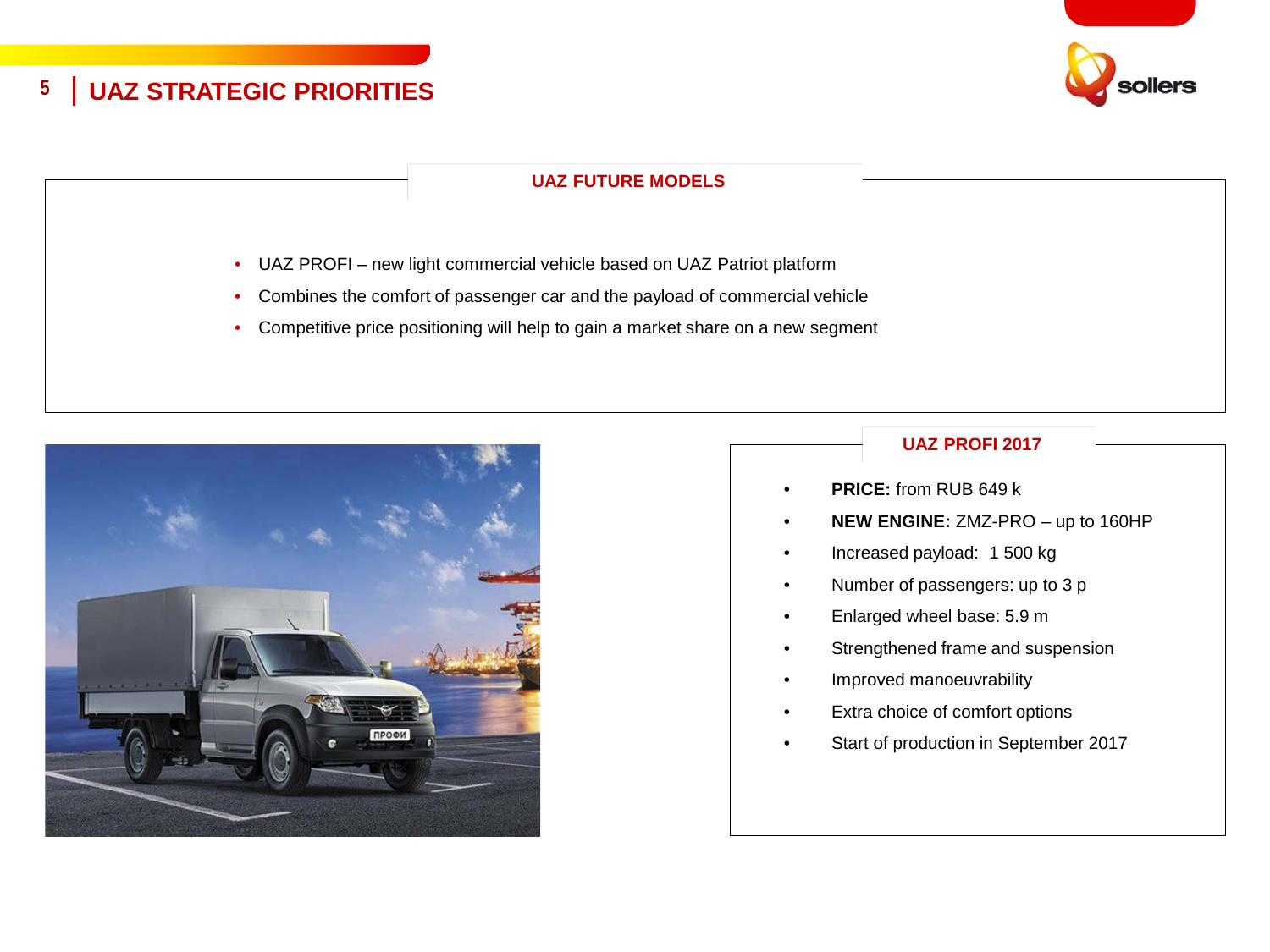# UAZ STRATEGIC PRIORITIES

## UAZ FUTURE MODELS

- UAZ PROFI – new light commercial vehicle based on UAZ Patriot platform
- Combines the comfort of passenger car and the payload of commercial vehicle
- Competitive price positioning will help to gain a market share on a new segment

## UAZ PROFI 2017

- **PRICE:** from RUB 649 k
- **NEW ENGINE:** ZMZ-PRO – up to 160HP
- Increased payload:  1 500 kg
- Number of passengers: up to 3 p
- Enlarged wheel base: 5.9 m
- Strengthened frame and suspension
- Improved manoeuvrability
- Extra choice of comfort options
- Start of production in September 2017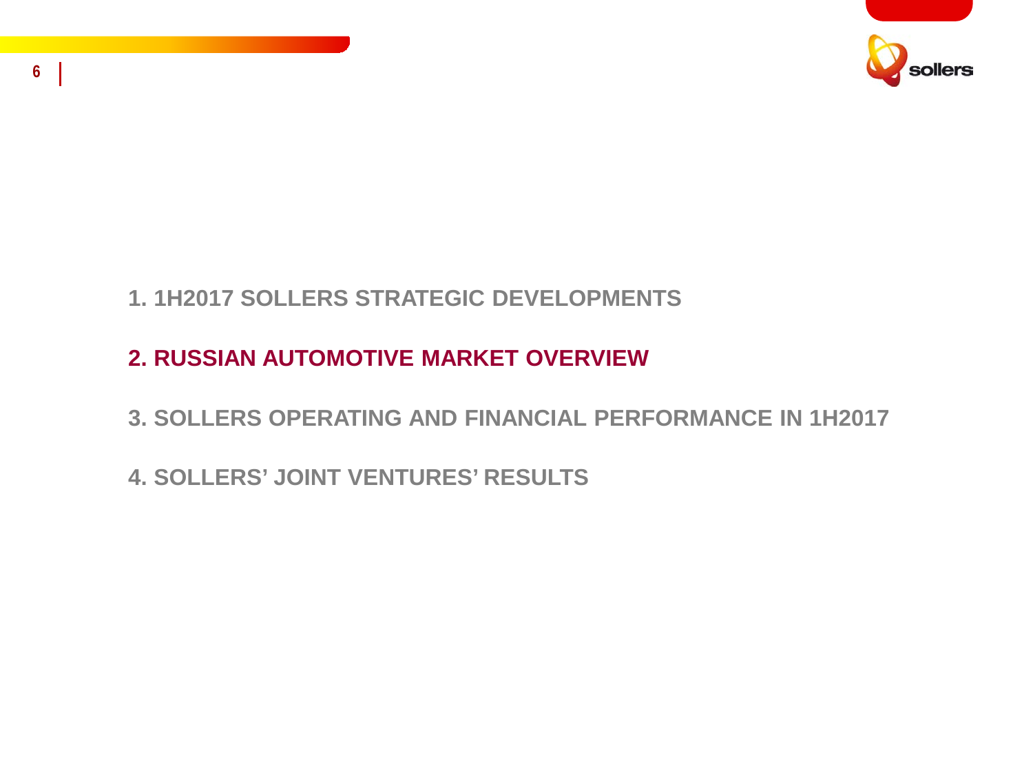1. 1H2017 SOLLERS STRATEGIC DEVELOPMENTS

**2. RUSSIAN AUTOMOTIVE MARKET OVERVIEW**

3. SOLLERS OPERATING AND FINANCIAL PERFORMANCE IN 1H2017

4. SOLLERS' JOINT VENTURES' RESULTS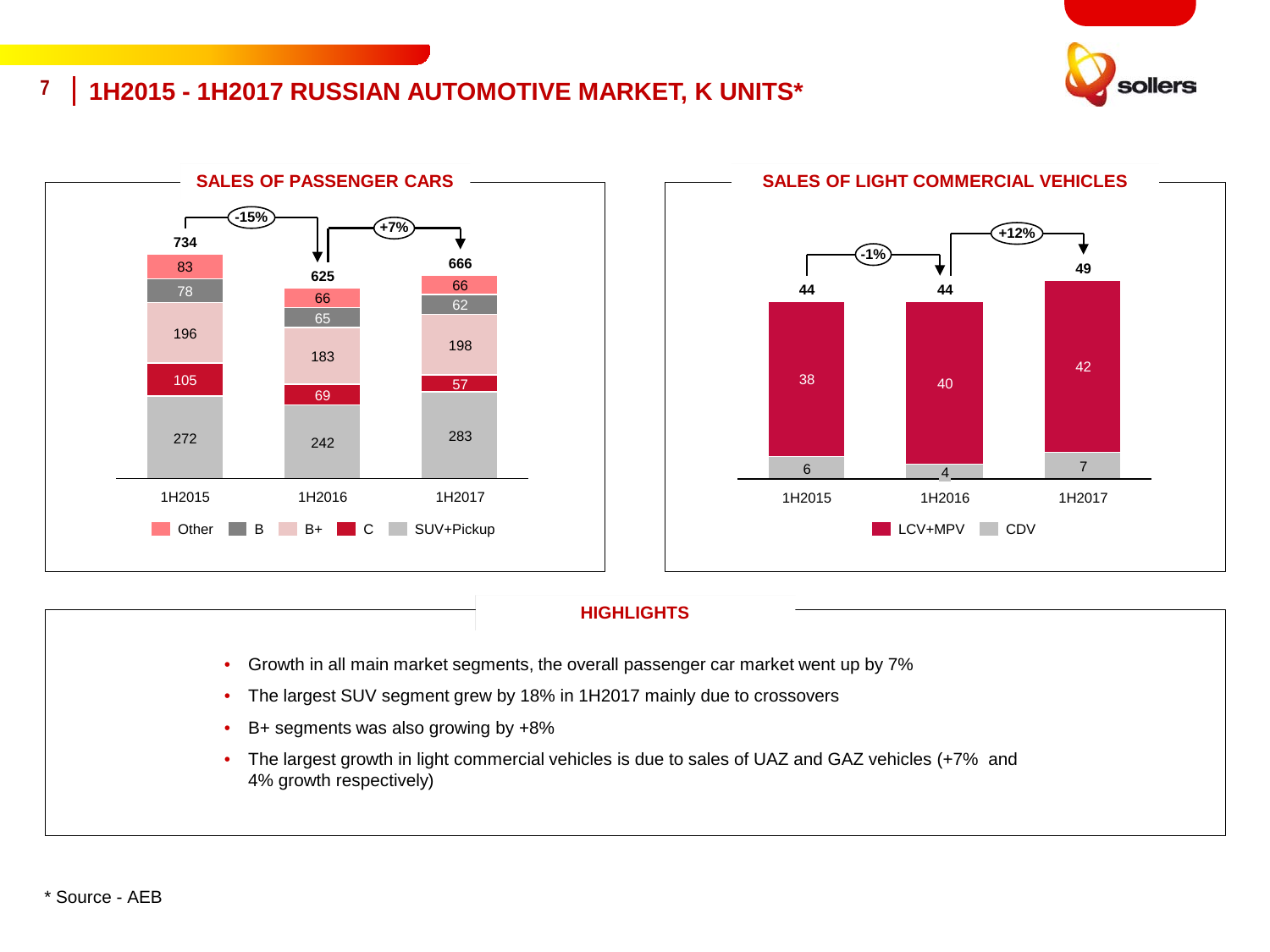# 1H2015 - 1H2017 RUSSIAN AUTOMOTIVE MARKET, K UNITS*

## SALES OF PASSENGER CARS

| | 1H2015 | 1H2016 | 1H2017 |
|---|---|---|---|
| Other | 83 | 66 | 66 |
| B | 78 | 65 | 62 |
| B+ | 196 | 183 | 198 |
| C | 105 | 69 | 57 |
| SUV+Pickup | 272 | 242 | 283 |
| **Total** | **734** | **625** | **666** |

Change: 1H2015 → 1H2016: -15%; 1H2016 → 1H2017: +7%

## SALES OF LIGHT COMMERCIAL VEHICLES

| | 1H2015 | 1H2016 | 1H2017 |
|---|---|---|---|
| LCV+MPV | 38 | 40 | 42 |
| CDV | 6 | 4 | 7 |
| **Total** | **44** | **44** | **49** |

Change: 1H2015 → 1H2016: -1%; 1H2016 → 1H2017: +12%

## HIGHLIGHTS

- Growth in all main market segments, the overall passenger car market went up by 7%
- The largest SUV segment grew by 18% in 1H2017 mainly due to crossovers
- B+ segments was also growing by +8%
- The largest growth in light commercial vehicles is due to sales of UAZ and GAZ vehicles (+7% and 4% growth respectively)

\* Source - AEB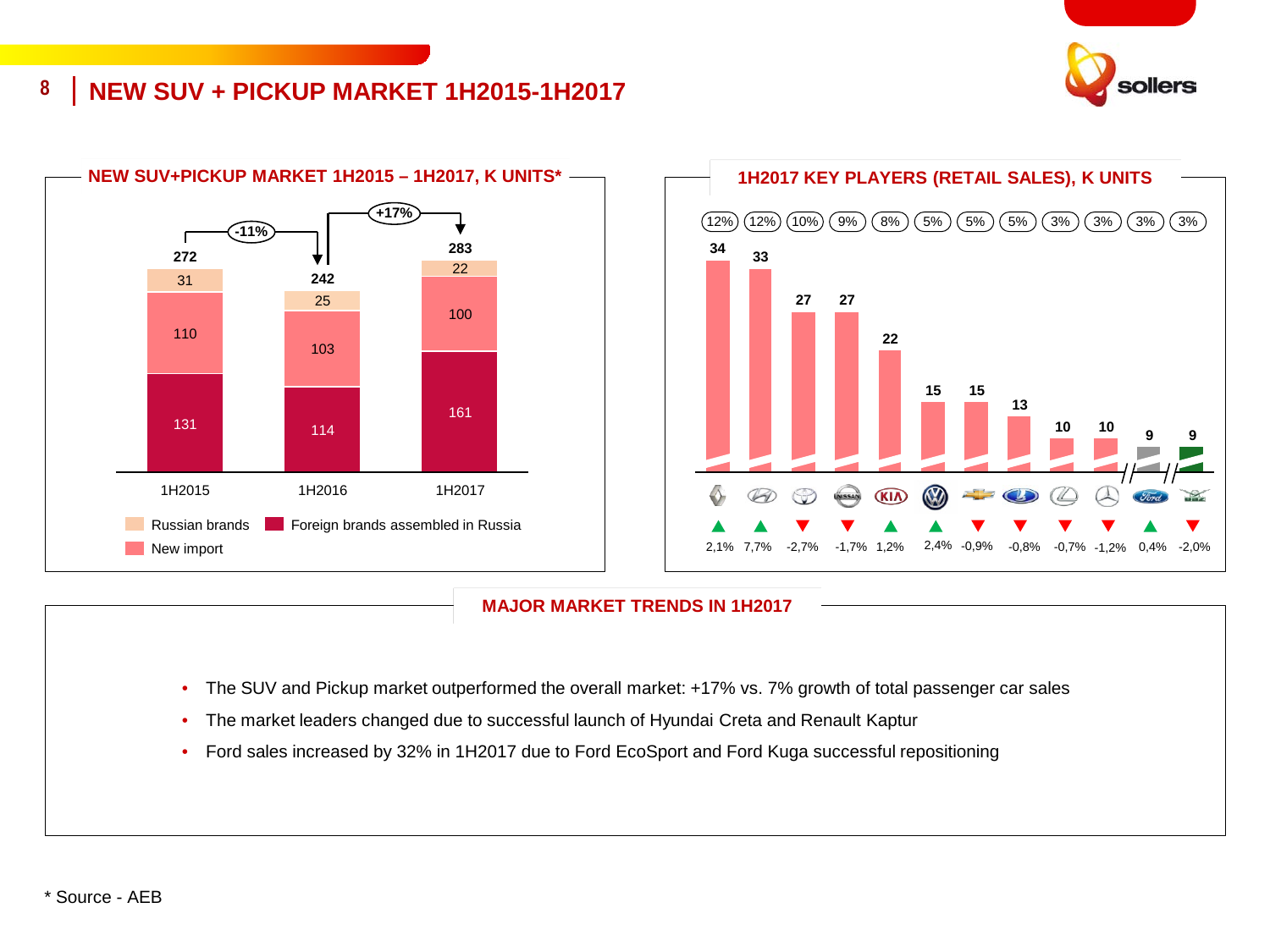# NEW SUV + PICKUP MARKET 1H2015-1H2017

## NEW SUV+PICKUP MARKET 1H2015 – 1H2017, K UNITS*

| | 1H2015 | 1H2016 | 1H2017 |
|---|---|---|---|
| Russian brands | 31 | 25 | 22 |
| New import | 110 | 103 | 100 |
| Foreign brands assembled in Russia | 131 | 114 | 161 |
| Total | 272 | 242 | 283 |

Change: 1H2015 → 1H2016: -11%; 1H2016 → 1H2017: +17%

## 1H2017 KEY PLAYERS (RETAIL SALES), K UNITS

| Brand | Sales, K units | Market share | Change |
|---|---|---|---|
| Renault | 34 | 12% | ▲ 2,1% |
| Hyundai | 33 | 12% | ▲ 7,7% |
| Toyota | 27 | 10% | ▼ -2,7% |
| Nissan | 27 | 9% | ▼ -1,7% |
| KIA | 22 | 8% | ▲ 1,2% |
| Volkswagen | 15 | 5% | ▲ 2,4% |
| Chevrolet | 15 | 5% | ▼ -0,9% |
| Lada | 13 | 5% | ▼ -0,8% |
| Lexus | 10 | 3% | ▼ -0,7% |
| Mercedes-Benz | 10 | 3% | ▼ -1,2% |
| Ford | 9 | 3% | ▲ 0,4% |
| UAZ | 9 | 3% | ▼ -2,0% |

## MAJOR MARKET TRENDS IN 1H2017

- The SUV and Pickup market outperformed the overall market: +17% vs. 7% growth of total passenger car sales
- The market leaders changed due to successful launch of Hyundai Creta and Renault Kaptur
- Ford sales increased by 32% in 1H2017 due to Ford EcoSport and Ford Kuga successful repositioning

* Source - AEB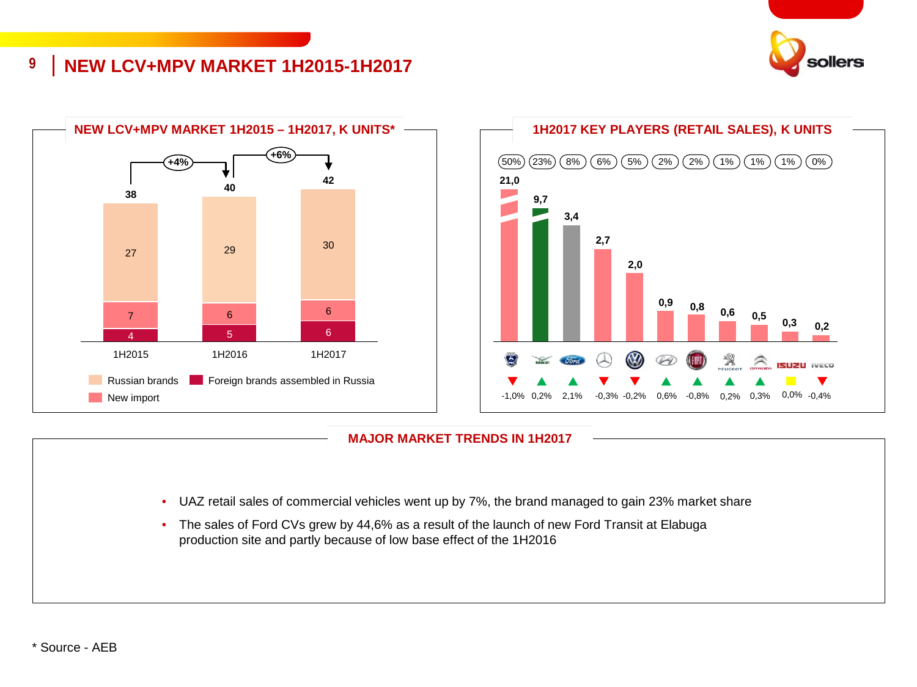# NEW LCV+MPV MARKET 1H2015-1H2017

## NEW LCV+MPV MARKET 1H2015 – 1H2017, K UNITS*

| | 1H2015 | 1H2016 | 1H2017 |
|---|---|---|---|
| Russian brands | 27 | 29 | 30 |
| New import | 7 | 6 | 6 |
| Foreign brands assembled in Russia | 4 | 5 | 6 |
| Total | 38 | 40 | 42 |

Change: 1H2015 → 1H2016: +4%; 1H2016 → 1H2017: +6%

## 1H2017 KEY PLAYERS (RETAIL SALES), K UNITS

| Brand | Sales, K units | Market share | Change in share |
|---|---|---|---|
| GAZ | 21,0 | 50% | -1,0% |
| UAZ | 9,7 | 23% | 0,2% |
| Ford | 3,4 | 8% | 2,1% |
| Mercedes-Benz | 2,7 | 6% | -0,3% |
| Volkswagen | 2,0 | 5% | -0,2% |
| Hyundai | 0,9 | 2% | 0,6% |
| Fiat | 0,8 | 2% | -0,8% |
| Peugeot | 0,6 | 1% | 0,2% |
| Citroën | 0,5 | 1% | 0,3% |
| Isuzu | 0,3 | 1% | 0,0% |
| Iveco | 0,2 | 0% | -0,4% |

## MAJOR MARKET TRENDS IN 1H2017

- UAZ retail sales of commercial vehicles went up by 7%, the brand managed to gain 23% market share
- The sales of Ford CVs grew by 44,6% as a result of the launch of new Ford Transit at Elabuga production site and partly because of low base effect of the 1H2016

* Source - AEB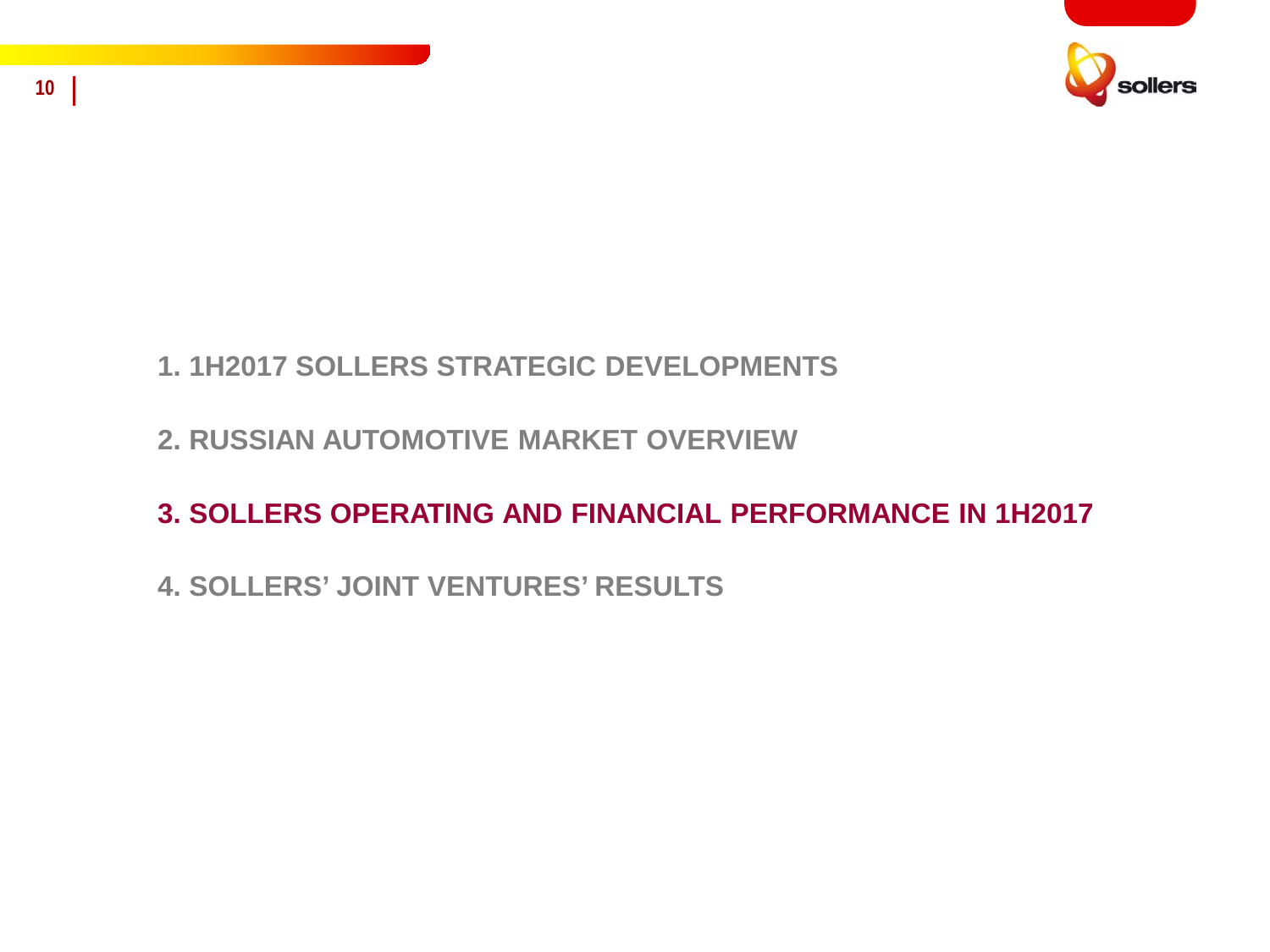1. 1H2017 SOLLERS STRATEGIC DEVELOPMENTS

2. RUSSIAN AUTOMOTIVE MARKET OVERVIEW

**3. SOLLERS OPERATING AND FINANCIAL PERFORMANCE IN 1H2017**

4. SOLLERS' JOINT VENTURES' RESULTS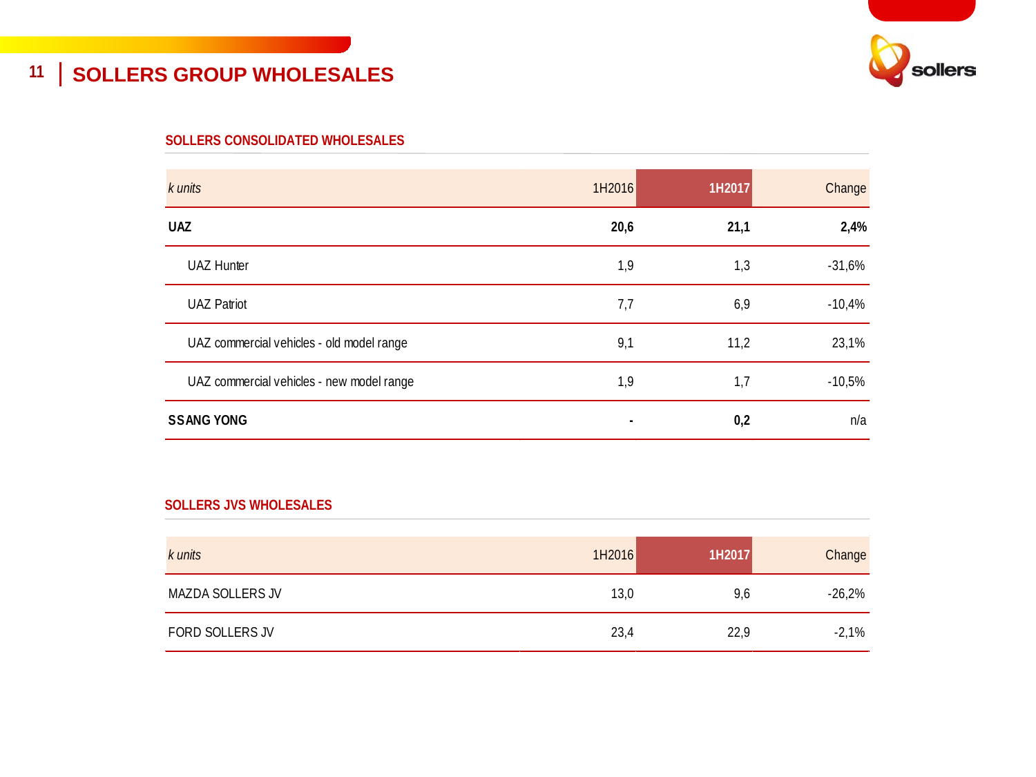# SOLLERS GROUP WHOLESALES

## SOLLERS CONSOLIDATED WHOLESALES

| *k units* | 1H2016 | 1H2017 | Change |
|---|---|---|---|
| **UAZ** | **20,6** | **21,1** | **2,4%** |
| UAZ Hunter | 1,9 | 1,3 | -31,6% |
| UAZ Patriot | 7,7 | 6,9 | -10,4% |
| UAZ commercial vehicles - old model range | 9,1 | 11,2 | 23,1% |
| UAZ commercial vehicles - new model range | 1,9 | 1,7 | -10,5% |
| **SSANG YONG** | **-** | **0,2** | n/a |

## SOLLERS JVS WHOLESALES

| *k units* | 1H2016 | 1H2017 | Change |
|---|---|---|---|
| MAZDA SOLLERS JV | 13,0 | 9,6 | -26,2% |
| FORD SOLLERS JV | 23,4 | 22,9 | -2,1% |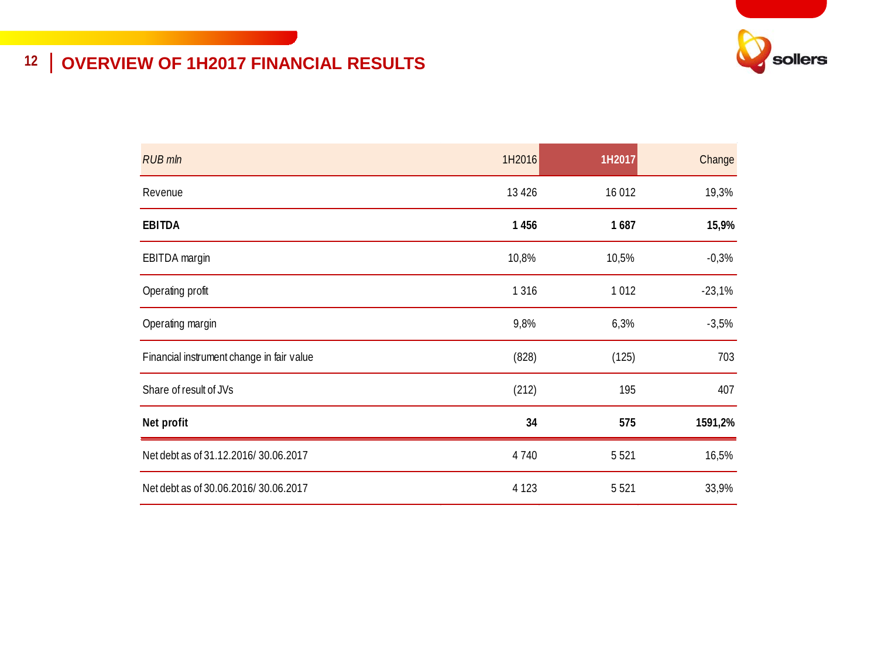# OVERVIEW OF 1H2017 FINANCIAL RESULTS

| *RUB mln* | 1H2016 | 1H2017 | Change |
|---|---|---|---|
| Revenue | 13 426 | 16 012 | 19,3% |
| **EBITDA** | **1 456** | **1 687** | **15,9%** |
| EBITDA margin | 10,8% | 10,5% | -0,3% |
| Operating profit | 1 316 | 1 012 | -23,1% |
| Operating margin | 9,8% | 6,3% | -3,5% |
| Financial instrument change in fair value | (828) | (125) | 703 |
| Share of result of JVs | (212) | 195 | 407 |
| **Net profit** | **34** | **575** | **1591,2%** |
| Net debt as of 31.12.2016/ 30.06.2017 | 4 740 | 5 521 | 16,5% |
| Net debt as of 30.06.2016/ 30.06.2017 | 4 123 | 5 521 | 33,9% |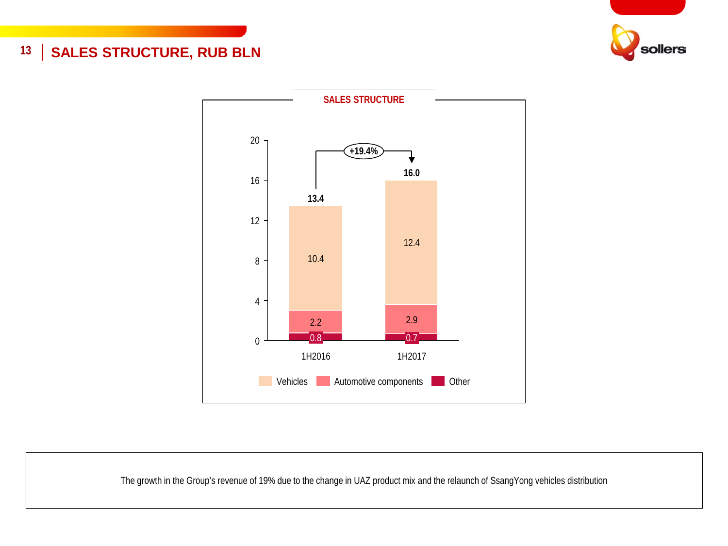# SALES STRUCTURE, RUB BLN

**SALES STRUCTURE**

| | 1H2016 | 1H2017 |
|---|---|---|
| Vehicles | 10.4 | 12.4 |
| Automotive components | 2.2 | 2.9 |
| Other | 0.8 | 0.7 |
| **Total** | **13.4** | **16.0** |

+19.4%

The growth in the Group's revenue of 19% due to the change in UAZ product mix and the relaunch of SsangYong vehicles distribution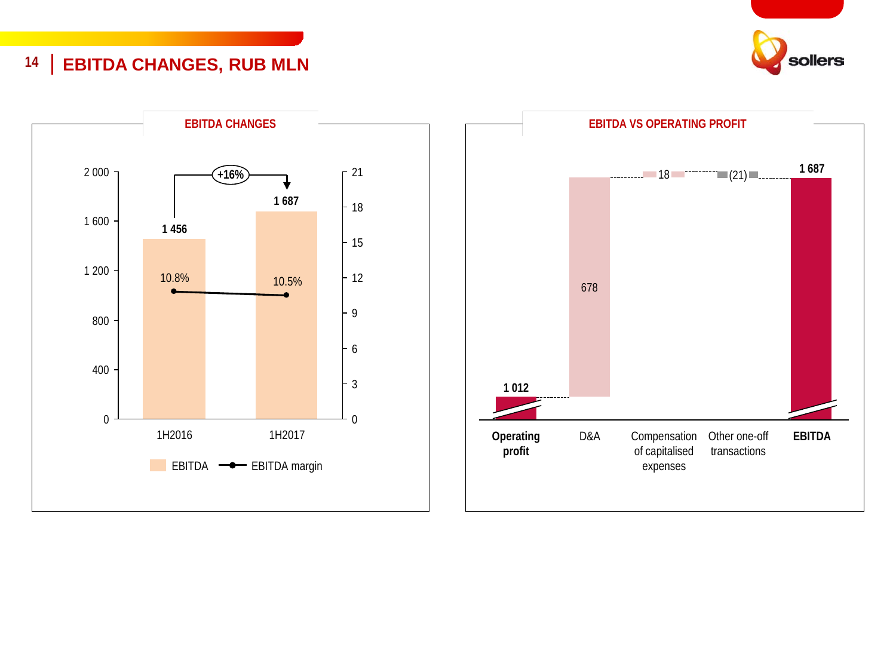# EBITDA CHANGES, RUB MLN

## EBITDA CHANGES

| | 1H2016 | 1H2017 |
|---|---|---|
| EBITDA | 1 456 | 1 687 |
| EBITDA margin | 10.8% | 10.5% |

+16%

## EBITDA VS OPERATING PROFIT

| Operating profit | D&A | Compensation of capitalised expenses | Other one-off transactions | EBITDA |
|---|---|---|---|---|
| 1 012 | 678 | 18 | (21) | 1 687 |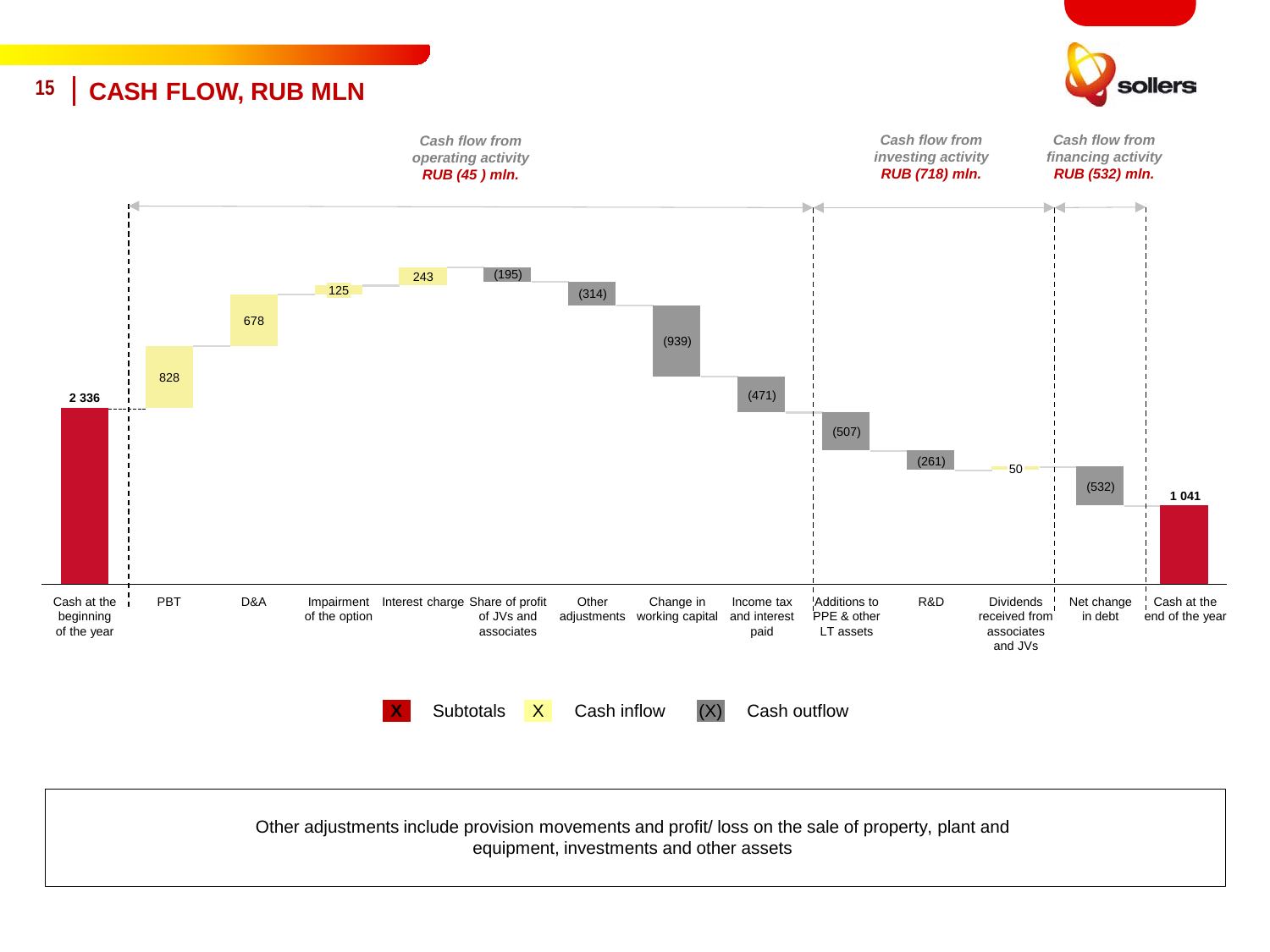# CASH FLOW, RUB MLN

*Cash flow from operating activity* ***RUB (45 ) mln.***

*Cash flow from investing activity* ***RUB (718) mln.***

*Cash flow from financing activity* ***RUB (532) mln.***

| Item | RUB mln |
| --- | --- |
| Cash at the beginning of the year | **2 336** |
| PBT | 828 |
| D&A | 678 |
| Impairment of the option | 125 |
| Interest charge | 243 |
| Share of profit of JVs and associates | (195) |
| Other adjustments | (314) |
| Change in working capital | (939) |
| Income tax and interest paid | (471) |
| Additions to PPE & other LT assets | (507) |
| R&D | (261) |
| Dividends received from associates and JVs | 50 |
| Net change in debt | (532) |
| Cash at the end of the year | **1 041** |

X Subtotals X Cash inflow (X) Cash outflow

Other adjustments include provision movements and profit/ loss on the sale of property, plant and equipment, investments and other assets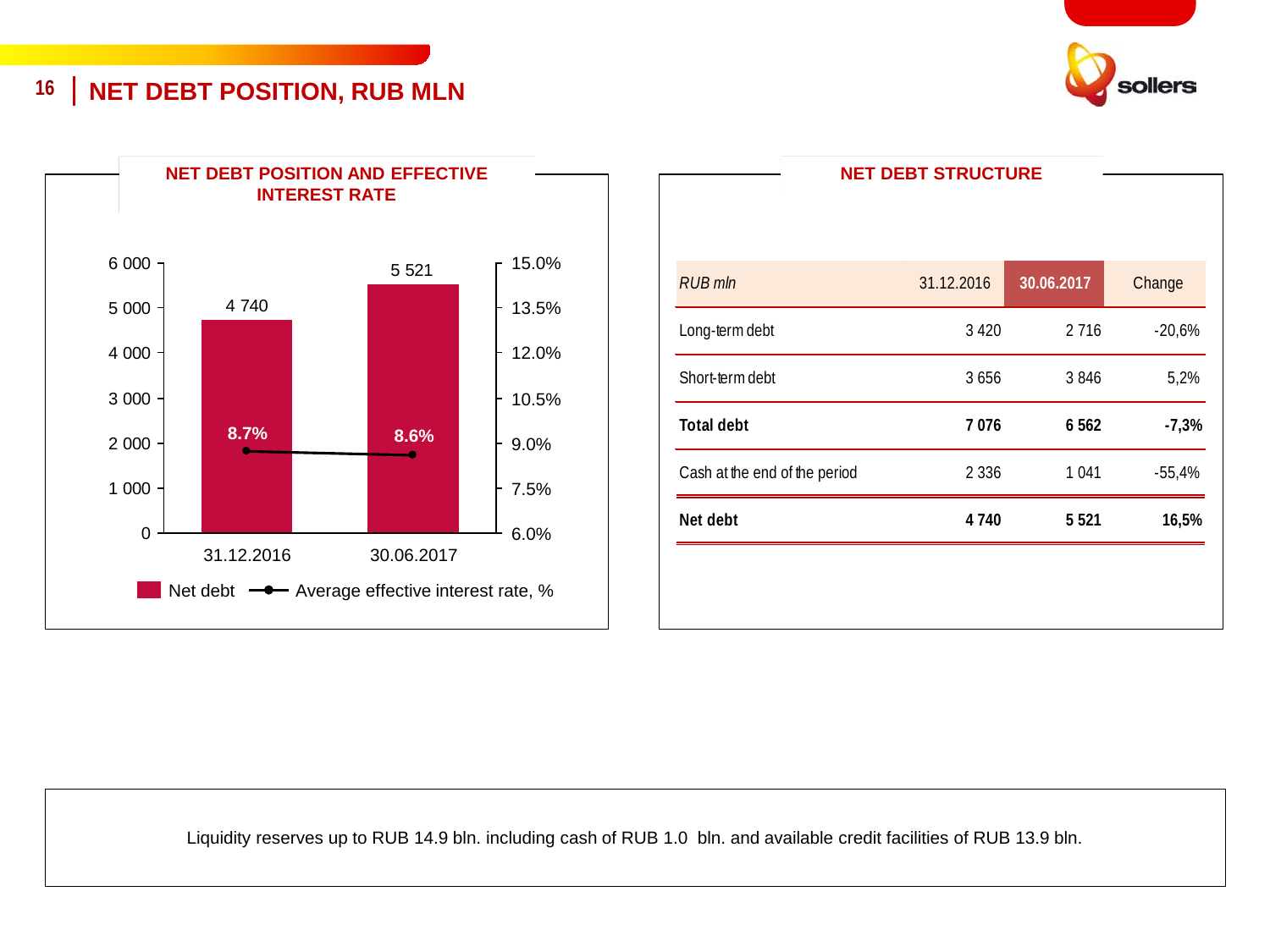# NET DEBT POSITION, RUB MLN

## NET DEBT POSITION AND EFFECTIVE INTEREST RATE

| | 31.12.2016 | 30.06.2017 |
|---|---|---|
| Net debt | 4 740 | 5 521 |
| Average effective interest rate, % | 8.7% | 8.6% |

## NET DEBT STRUCTURE

| *RUB mln* | 31.12.2016 | 30.06.2017 | Change |
|---|---|---|---|
| Long-term debt | 3 420 | 2 716 | -20,6% |
| Short-term debt | 3 656 | 3 846 | 5,2% |
| **Total debt** | **7 076** | **6 562** | **-7,3%** |
| Cash at the end of the period | 2 336 | 1 041 | -55,4% |
| **Net debt** | **4 740** | **5 521** | **16,5%** |

Liquidity reserves up to RUB 14.9 bln. including cash of RUB 1.0 bln. and available credit facilities of RUB 13.9 bln.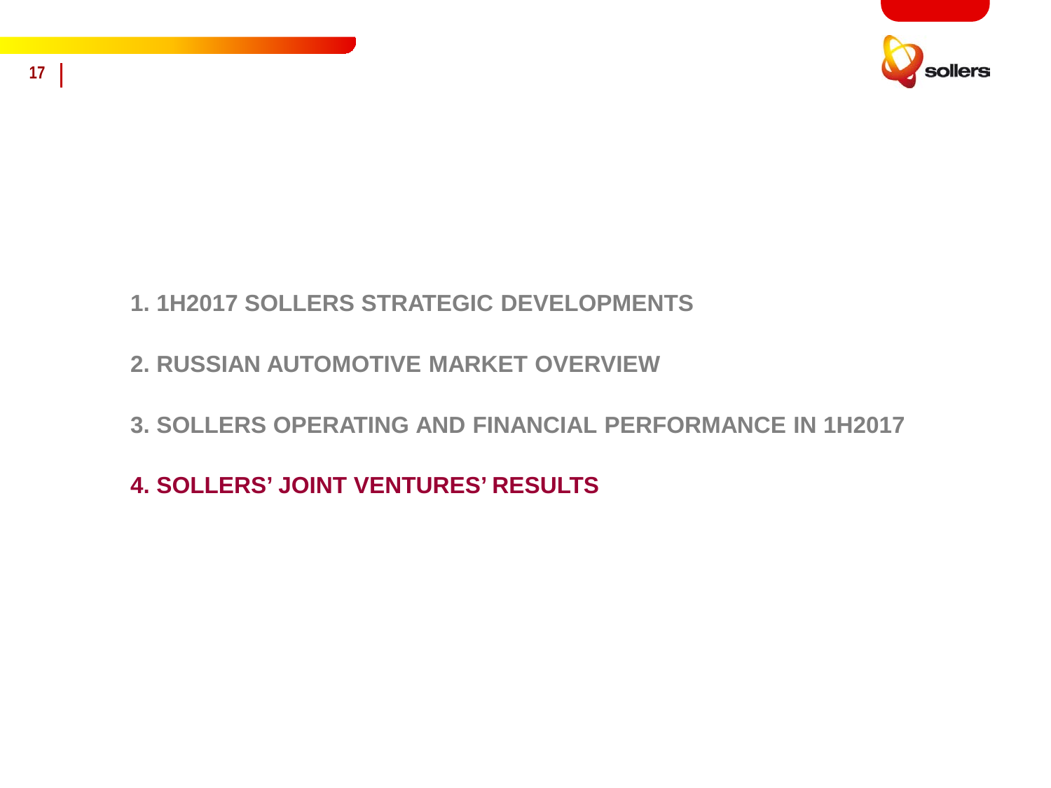1. 1H2017 SOLLERS STRATEGIC DEVELOPMENTS

2. RUSSIAN AUTOMOTIVE MARKET OVERVIEW

3. SOLLERS OPERATING AND FINANCIAL PERFORMANCE IN 1H2017

**4. SOLLERS' JOINT VENTURES' RESULTS**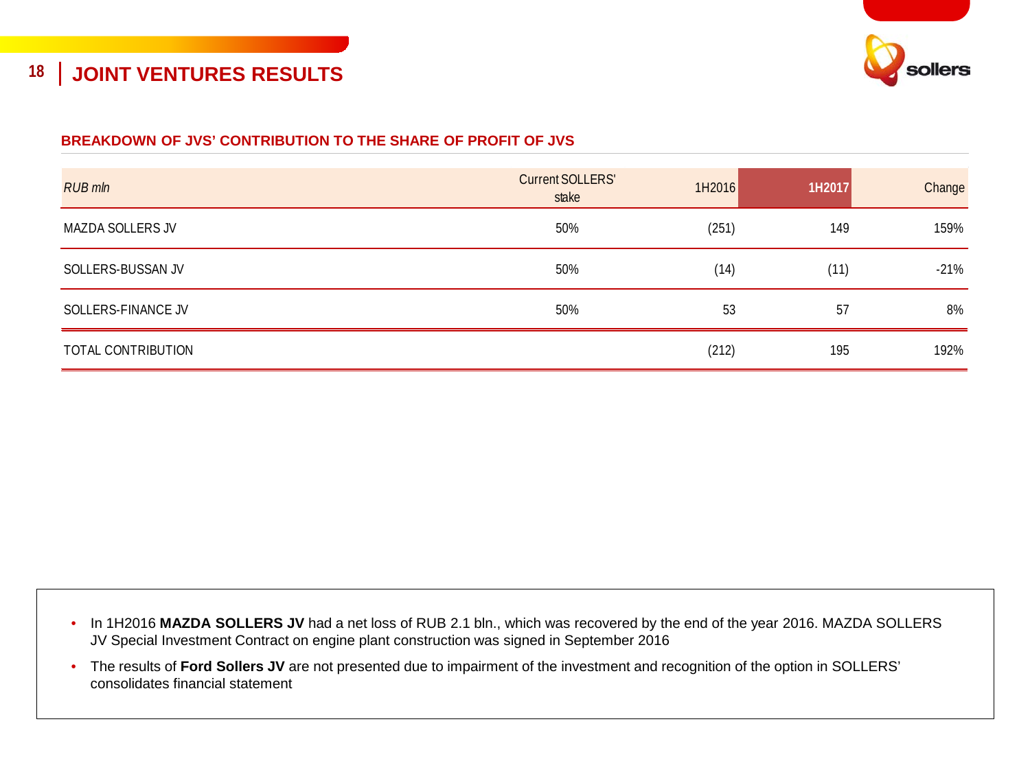# JOINT VENTURES RESULTS

## BREAKDOWN OF JVS' CONTRIBUTION TO THE SHARE OF PROFIT OF JVS

| *RUB mln* | Current SOLLERS' stake | 1H2016 | **1H2017** | Change |
|---|---|---|---|---|
| MAZDA SOLLERS JV | 50% | (251) | 149 | 159% |
| SOLLERS-BUSSAN JV | 50% | (14) | (11) | -21% |
| SOLLERS-FINANCE JV | 50% | 53 | 57 | 8% |
| TOTAL CONTRIBUTION | | (212) | 195 | 192% |

- In 1H2016 **MAZDA SOLLERS JV** had a net loss of RUB 2.1 bln., which was recovered by the end of the year 2016. MAZDA SOLLERS JV Special Investment Contract on engine plant construction was signed in September 2016
- The results of **Ford Sollers JV** are not presented due to impairment of the investment and recognition of the option in SOLLERS' consolidates financial statement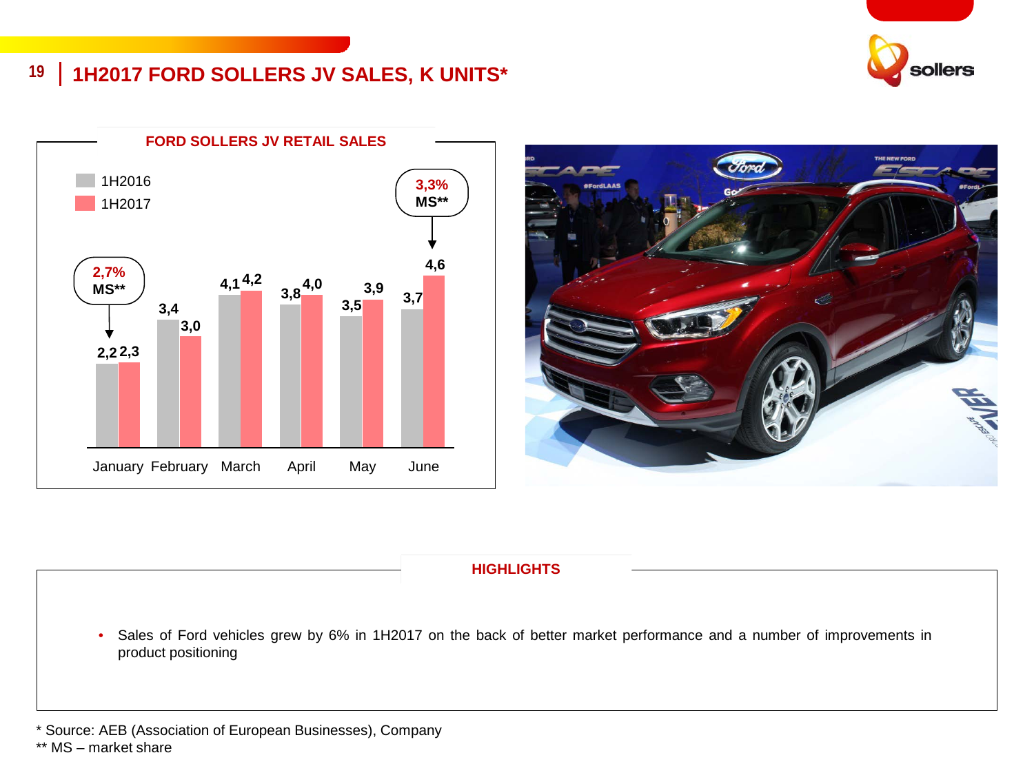# 1H2017 FORD SOLLERS JV SALES, K UNITS*

## FORD SOLLERS JV RETAIL SALES

| | January | February | March | April | May | June |
|---|---|---|---|---|---|---|
| 1H2016 | 2,2 | 3,4 | 4,1 | 3,8 | 3,5 | 3,7 |
| 1H2017 | 2,3 | 3,0 | 4,2 | 4,0 | 3,9 | 4,6 |

January: 2,7% MS**

June: 3,3% MS**

## HIGHLIGHTS

- Sales of Ford vehicles grew by 6% in 1H2017 on the back of better market performance and a number of improvements in product positioning

* Source: AEB (Association of European Businesses), Company

** MS – market share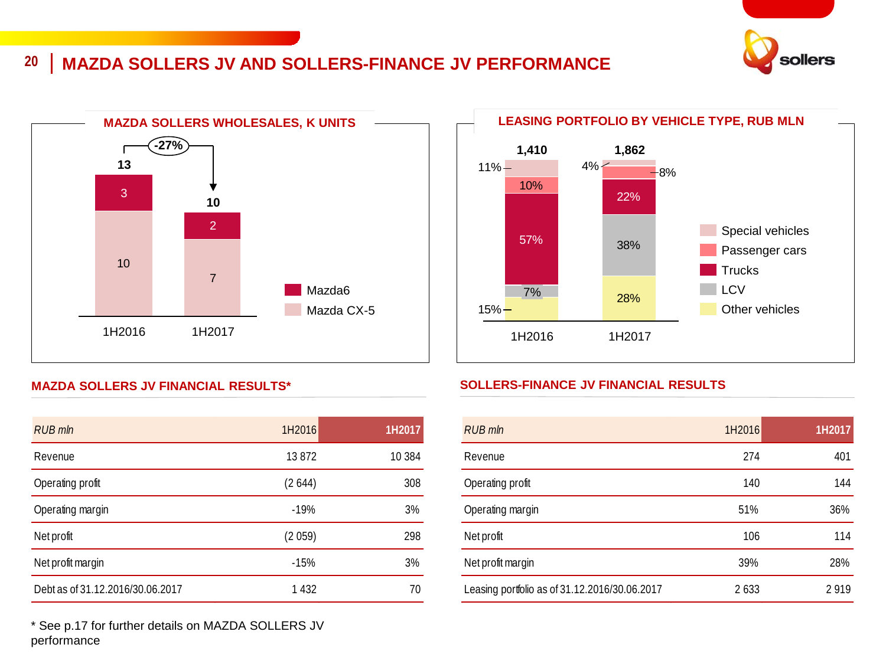# MAZDA SOLLERS JV AND SOLLERS-FINANCE JV PERFORMANCE

## MAZDA SOLLERS WHOLESALES, K UNITS

| | 1H2016 | 1H2017 |
|---|---|---|
| Mazda6 | 3 | 2 |
| Mazda CX-5 | 10 | 7 |
| Total | 13 | 10 |

-27%

## LEASING PORTFOLIO BY VEHICLE TYPE, RUB MLN

| | 1H2016 | 1H2017 |
|---|---|---|
| Special vehicles | 11% | 4% |
| Passenger cars | 10% | 8% |
| Trucks | 57% | 22% |
| LCV | 7% | 38% |
| Other vehicles | 15% | 28% |
| Total | 1,410 | 1,862 |

## MAZDA SOLLERS JV FINANCIAL RESULTS*

| *RUB mln* | 1H2016 | 1H2017 |
|---|---|---|
| Revenue | 13 872 | 10 384 |
| Operating profit | (2 644) | 308 |
| Operating margin | -19% | 3% |
| Net profit | (2 059) | 298 |
| Net profit margin | -15% | 3% |
| Debt as of 31.12.2016/30.06.2017 | 1 432 | 70 |

\* See p.17 for further details on MAZDA SOLLERS JV performance

## SOLLERS-FINANCE JV FINANCIAL RESULTS

| *RUB mln* | 1H2016 | 1H2017 |
|---|---|---|
| Revenue | 274 | 401 |
| Operating profit | 140 | 144 |
| Operating margin | 51% | 36% |
| Net profit | 106 | 114 |
| Net profit margin | 39% | 28% |
| Leasing portfolio as of 31.12.2016/30.06.2017 | 2 633 | 2 919 |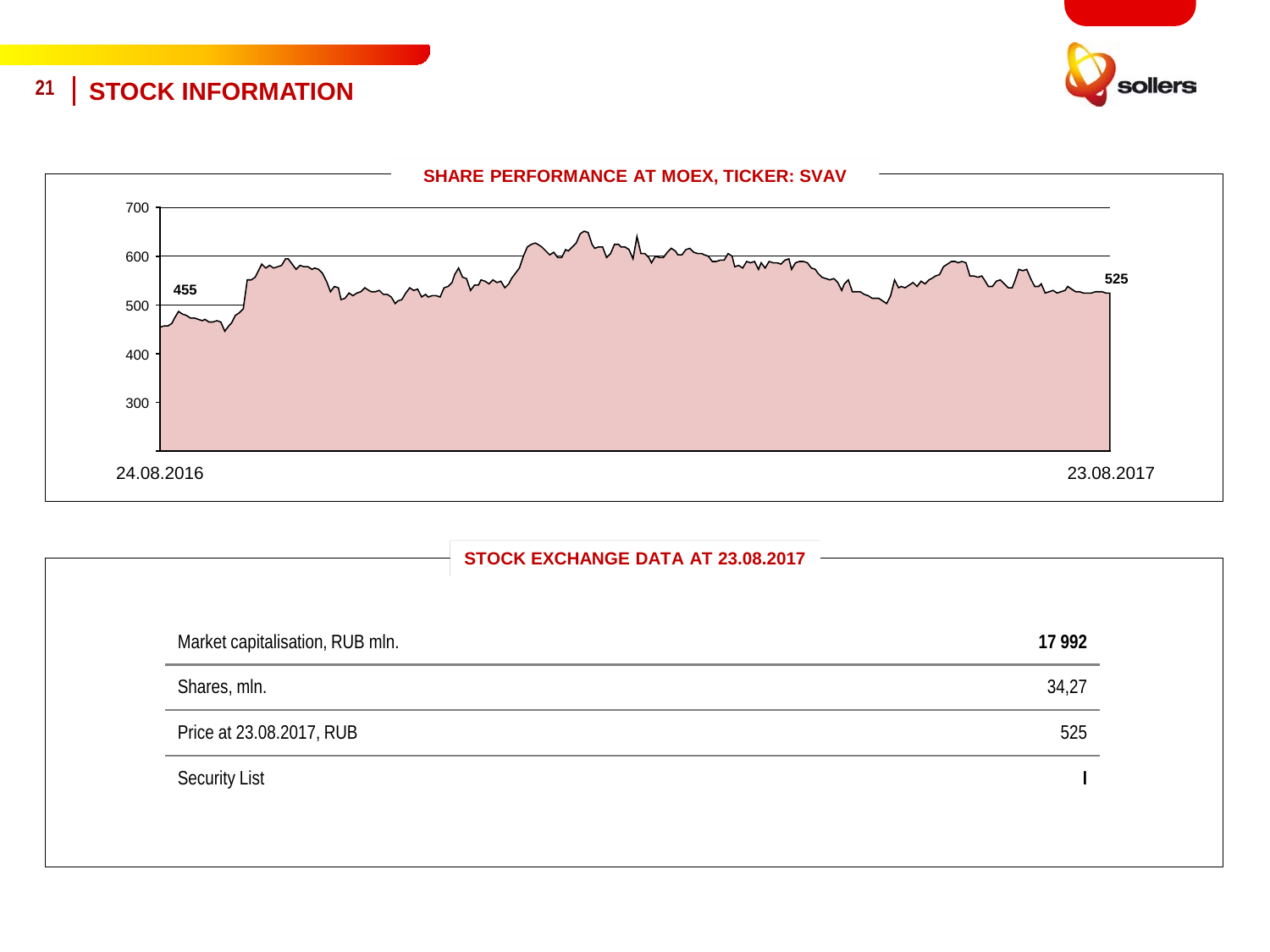# STOCK INFORMATION

## SHARE PERFORMANCE AT MOEX, TICKER: SVAV

700

600

500

400

300

455

525

24.08.2016

23.08.2017

## STOCK EXCHANGE DATA AT 23.08.2017

| | |
|---|---|
| Market capitalisation, RUB mln. | **17 992** |
| Shares, mln. | 34,27 |
| Price at 23.08.2017, RUB | 525 |
| Security List | **I** |